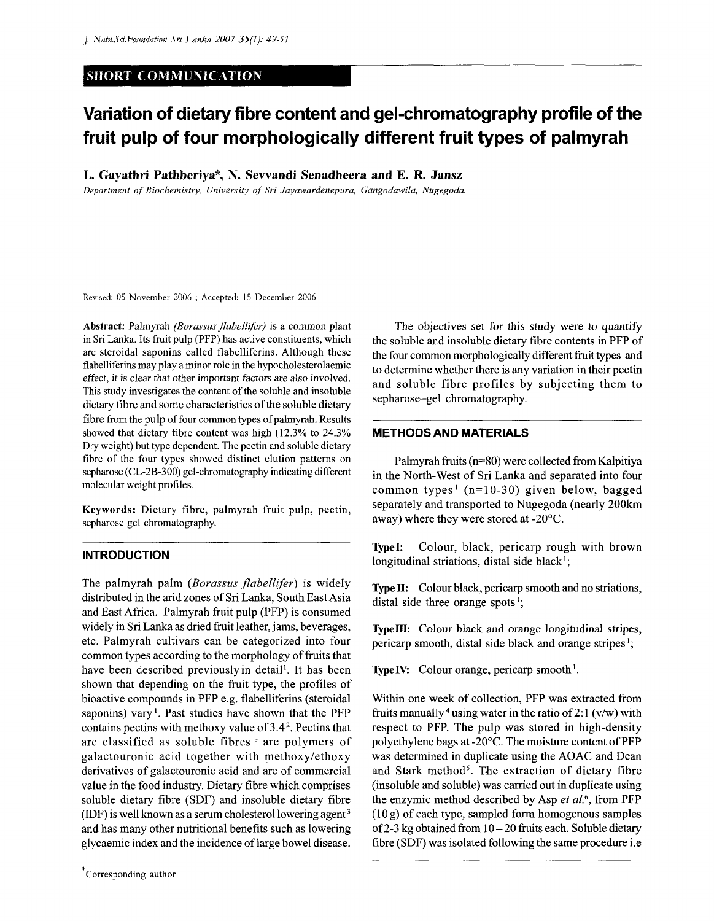## SHORT COMMUNICATION

# Variation of dietary fibre content and gel-chromatography profile of the fruit pulp of four morphologically different fruit types of palmyrah

**L. Gayathri Pathberiya*, N. Sevvandi Senadheera and E. R. Jansz**

*Department of Biochemistry, University of Sri Jayawardenepura, Gangodawila, Nugegoda.*

Revised: 05 November 2006 ; Accepted: 15 December 2006

**Abstract:** Palmyrah *(Borassus flabellifer)* is a common plant in Sri Lanka. Its fruit pulp (PFP) has active constituents, which are steroidal saponins called flabelliferins. Although these flabelliferins may play a minor role in the hypocholesterolaemic effect, it is clear that other important factors are also involved. This study investigates the content of the soluble and insoluble dietary fibre and some characteristics of the soluble dietary fibre from the pulp of four common types of palmyrah. Results showed that dietary fibre content was high (12.3% to 24.3% Dry weight) but type dependent. The pectin and soluble dietary fibre of the four types showed distinct elution patterns on sepharose (CL-2B-300) gel-chromatography indicating different molecular weight profiles.

**Keywords:** Dietary fibre, palmyrah fruit pulp, pectin, sepharose gel chromatography.

## INTRODUCTION

The palmyrah palm *(Borassus flabellifer)* is widely distributed in the arid zones of Sri Lanka, South East Asia and East Africa. Palmyrah fruit pulp (PFP) is consumed widely in Sri Lanka as dried fruit leather, jams, beverages, etc. Palmyrah cultivars can be categorized into four common types according to the morphology of fruits that have been described previously in detail[1]. It has been shown that depending on the fruit type, the profiles of bioactive compounds in PFP e.g. flabelliferins (steroidal saponins) vary[1]. Past studies have shown that the PFP contains pectins with methoxy value of 3.4[2]. Pectins that are classified as soluble fibres[3] are polymers of galactouronic acid together with methoxy/ethoxy derivatives of galactouronic acid and are of commercial value in the food industry. Dietary fibre which comprises soluble dietary fibre (SDF) and insoluble dietary fibre (IDF) is well known as a serum cholesterol lowering agent[3] and has many other nutritional benefits such as lowering glycaemic index and the incidence of large bowel disease.

The objectives set for this study were to quantify the soluble and insoluble dietary fibre contents in PFP of the four common morphologically different fruit types and to determine whether there is any variation in their pectin and soluble fibre profiles by subjecting them to sepharose–gel chromatography.

## METHODS AND MATERIALS

Palmyrah fruits (n=80) were collected from Kalpitiya in the North-West of Sri Lanka and separated into four common types[1] (n=10-30) given below, bagged separately and transported to Nugegoda (nearly 200km away) where they were stored at -20°C.

**Type I:** Colour, black, pericarp rough with brown longitudinal striations, distal side black[1];

**Type II:** Colour black, pericarp smooth and no striations, distal side three orange spots[1];

**Type III:** Colour black and orange longitudinal stripes, pericarp smooth, distal side black and orange stripes[1];

**Type IV:** Colour orange, pericarp smooth[1].

Within one week of collection, PFP was extracted from fruits manually[4] using water in the ratio of 2:1 (v/w) with respect to PFP. The pulp was stored in high-density polyethylene bags at -20°C. The moisture content of PFP was determined in duplicate using the AOAC and Dean and Stark method[5]. The extraction of dietary fibre (insoluble and soluble) was carried out in duplicate using the enzymic method described by Asp *et al.*[6], from PFP (10 g) of each type, sampled form homogenous samples of 2-3 kg obtained from 10 – 20 fruits each. Soluble dietary fibre (SDF) was isolated following the same procedure i.e

*Corresponding author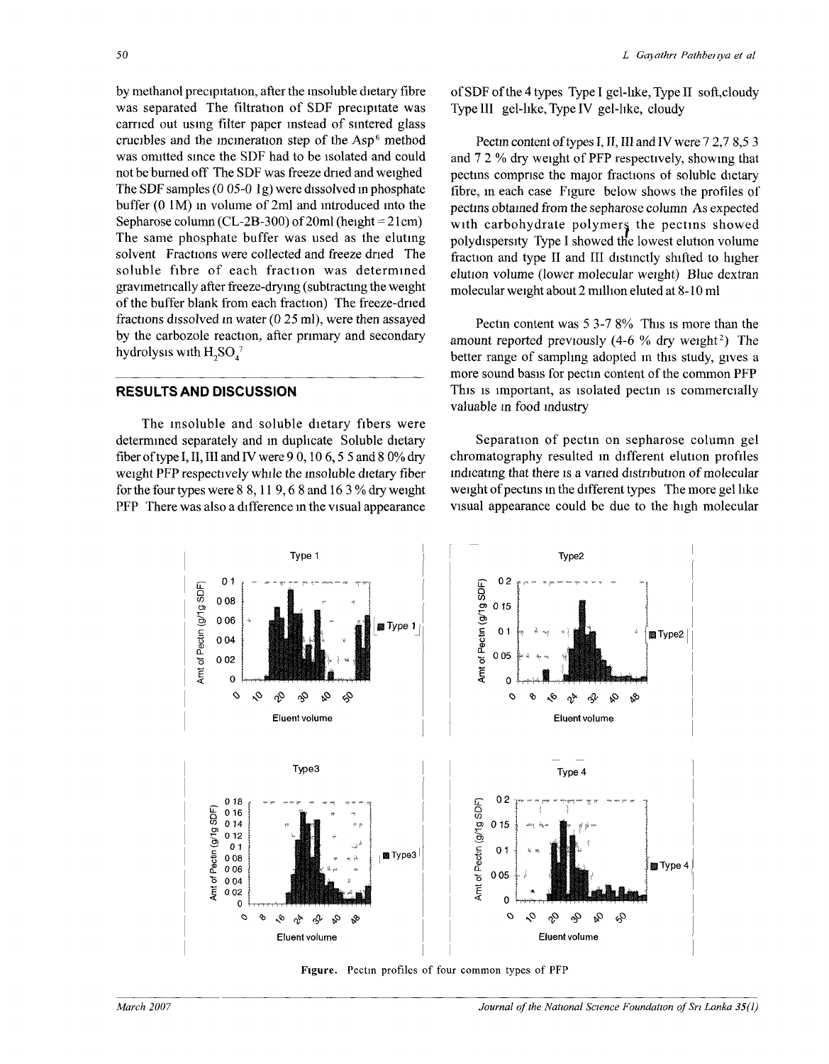by methanol precipitation, after the insoluble dietary fibre was separated. The filtration of SDF precipitate was carried out using filter paper instead of sintered glass crucibles and the incineration step of the Asp[6] method was omitted since the SDF had to be isolated and could not be burned off. The SDF was freeze dried and weighed. The SDF samples (0.05-0.1g) were dissolved in phosphate buffer (0.1M) in volume of 2ml and introduced into the Sepharose column (CL-2B-300) of 20ml (height = 21cm). The same phosphate buffer was used as the eluting solvent. Fractions were collected and freeze dried. The soluble fibre of each fraction was determined gravimetrically after freeze-drying (subtracting the weight of the buffer blank from each fraction). The freeze-dried fractions dissolved in water (0.25 ml), were then assayed by the carbozole reaction, after primary and secondary hydrolysis with $H_2SO_4$[7].

## RESULTS AND DISCUSSION

The insoluble and soluble dietary fibers were determined separately and in duplicate. Soluble dietary fiber of type I, II, III and IV were 9.0, 10.6, 5.5 and 8.0% dry weight PFP respectively while the insoluble dietary fiber for the four types were 8.8, 11.9, 6.8 and 16.3 % dry weight PFP. There was also a difference in the visual appearance of SDF of the 4 types. Type I gel-like, Type II soft,cloudy. Type III gel-like, Type IV gel-like, cloudy.

Pectin content of types I, II, III and IV were 7.2,7.8,5.3 and 7.2 % dry weight of PFP respectively, showing that pectins comprise the major fractions of soluble dietary fibre, in each case. Figure below shows the profiles of pectins obtained from the sepharose column. As expected with carbohydrate polymers the pectins showed polydispersity. Type I showed the lowest elution volume fraction and type II and III distinctly shifted to higher elution volume (lower molecular weight). Blue dextran molecular weight about 2 million eluted at 8-10 ml.

Pectin content was 5.3-7.8%. This is more than the amount reported previously (4-6 % dry weight[2]). The better range of sampling adopted in this study, gives a more sound basis for pectin content of the common PFP. This is important, as isolated pectin is commercially valuable in food industry.

Separation of pectin on sepharose column gel chromatography resulted in different elution profiles indicating that there is a varied distribution of molecular weight of pectins in the different types. The more gel like visual appearance could be due to the high molecular

**Figure.** Pectin profiles of four common types of PFP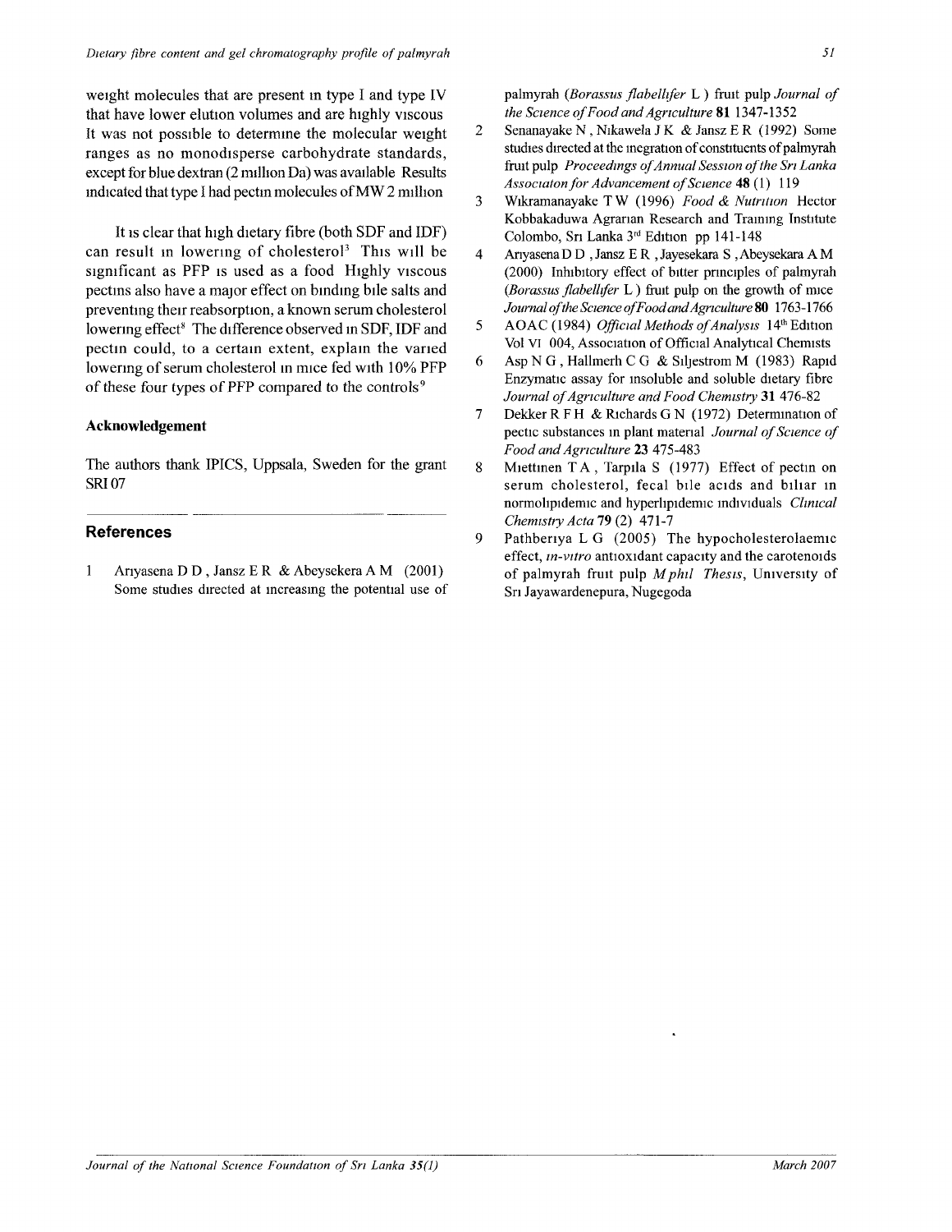weight molecules that are present in type I and type IV that have lower elution volumes and are highly viscous It was not possible to determine the molecular weight ranges as no monodisperse carbohydrate standards, except for blue dextran (2 million Da) was available Results indicated that type I had pectin molecules of MW 2 million

It is clear that high dietary fibre (both SDF and IDF) can result in lowering of cholesterol[3] This will be significant as PFP is used as a food Highly viscous pectins also have a major effect on binding bile salts and preventing their reabsorption, a known serum cholesterol lowering effect[8] The difference observed in SDF, IDF and pectin could, to a certain extent, explain the varied lowering of serum cholesterol in mice fed with 10% PFP of these four types of PFP compared to the controls[9]

**Acknowledgement**

The authors thank IPICS, Uppsala, Sweden for the grant SRI 07

## References

1. Ariyasena D D , Jansz E R & Abeysekera A M (2001) Some studies directed at increasing the potential use of palmyrah (*Borassus flabellifer* L ) fruit pulp *Journal of the Science of Food and Agriculture* **81** 1347-1352
2. Senanayake N , Nikawela J K & Jansz E R (1992) Some studies directed at the inegration of constituents of palmyrah fruit pulp *Proceedings of Annual Session of the Sri Lanka Associaton for Advancement of Science* **48** (1) 119
3. Wikramanayake T W (1996) *Food & Nutrition* Hector Kobbakaduwa Agrarian Research and Training Institute Colombo, Sri Lanka 3rd Edition pp 141-148
4. Ariyasena D D , Jansz E R , Jayesekara S , Abeysekara A M (2000) Inhibitory effect of bitter principles of palmyrah (*Borassus flabellifer* L ) fruit pulp on the growth of mice *Journal of the Science of Food and Agriculture* **80** 1763-1766
5. A O A C (1984) *Official Methods of Analysis* 14th Edition Vol vi 004, Association of Official Analytical Chemists
6. Asp N G , Hallmerh C G & Siljestrom M (1983) Rapid Enzymatic assay for insoluble and soluble dietary fibre *Journal of Agriculture and Food Chemistry* **31** 476-82
7. Dekker R F H & Richards G N (1972) Determination of pectic substances in plant material *Journal of Science of Food and Agriculture* **23** 475-483
8. Miettinen T A , Tarpila S (1977) Effect of pectin on serum cholesterol, fecal bile acids and biliar in normolipidemic and hyperlipidemic individuals *Clinical Chemistry Acta* **79** (2) 471-7
9. Pathberiya L G (2005) The hypocholesterolaemic effect, *in-vitro* antioxidant capacity and the carotenoids of palmyrah fruit pulp *M phil Thesis*, University of Sri Jayawardenepura, Nugegoda